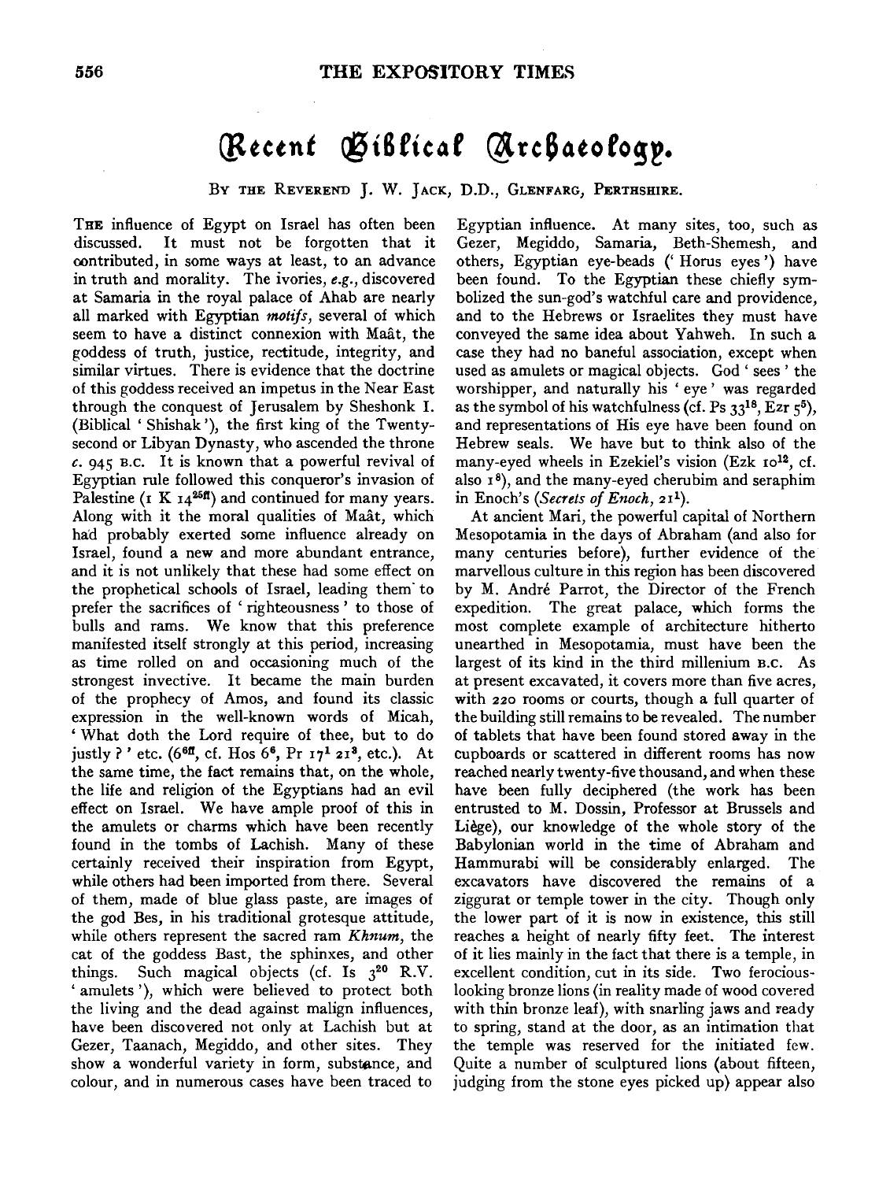# Recent Biblical Archaeology.

By the Reverend J. W. Jack, D.D., Glenfarg, Perthshire.

The influence of Egypt on Israel has often been discussed. It must not be forgotten that it contributed, in some ways at least, to an advance in truth and morality. The ivories, *e.g.*, discovered at Samaria in the royal palace of Ahab are nearly all marked with Egyptian *motifs*, several of which seem to have a distinct connexion with Maât, the goddess of truth, justice, rectitude, integrity, and similar virtues. There is evidence that the doctrine of this goddess received an impetus in the Near East through the conquest of Jerusalem by Sheshonk I. (Biblical 'Shishak'), the first king of the Twenty-second or Libyan Dynasty, who ascended the throne *c.* 945 B.C. It is known that a powerful revival of Egyptian rule followed this conqueror's invasion of Palestine (1 K $14^{25ff}$) and continued for many years. Along with it the moral qualities of Maât, which had probably exerted some influence already on Israel, found a new and more abundant entrance, and it is not unlikely that these had some effect on the prophetical schools of Israel, leading them to prefer the sacrifices of 'righteousness' to those of bulls and rams. We know that this preference manifested itself strongly at this period, increasing as time rolled on and occasioning much of the strongest invective. It became the main burden of the prophecy of Amos, and found its classic expression in the well-known words of Micah, 'What doth the Lord require of thee, but to do justly?' etc. ($6^{6ff}$, cf. Hos $6^6$, Pr $17^1$ $21^3$, etc.). At the same time, the fact remains that, on the whole, the life and religion of the Egyptians had an evil effect on Israel. We have ample proof of this in the amulets or charms which have been recently found in the tombs of Lachish. Many of these certainly received their inspiration from Egypt, while others had been imported from there. Several of them, made of blue glass paste, are images of the god Bes, in his traditional grotesque attitude, while others represent the sacred ram *Khnum*, the cat of the goddess Bast, the sphinxes, and other things. Such magical objects (cf. Is $3^{20}$ R.V. 'amulets'), which were believed to protect both the living and the dead against malign influences, have been discovered not only at Lachish but at Gezer, Taanach, Megiddo, and other sites. They show a wonderful variety in form, substance, and colour, and in numerous cases have been traced to Egyptian influence. At many sites, too, such as Gezer, Megiddo, Samaria, Beth-Shemesh, and others, Egyptian eye-beads ('Horus eyes') have been found. To the Egyptian these chiefly symbolized the sun-god's watchful care and providence, and to the Hebrews or Israelites they must have conveyed the same idea about Yahweh. In such a case they had no baneful association, except when used as amulets or magical objects. God 'sees' the worshipper, and naturally his 'eye' was regarded as the symbol of his watchfulness (cf. Ps $33^{18}$, Ezr $5^5$), and representations of His eye have been found on Hebrew seals. We have but to think also of the many-eyed wheels in Ezekiel's vision (Ezk $10^{12}$, cf. also $1^8$), and the many-eyed cherubim and seraphim in Enoch's (*Secrets of Enoch*, $21^1$).

At ancient Mari, the powerful capital of Northern Mesopotamia in the days of Abraham (and also for many centuries before), further evidence of the marvellous culture in this region has been discovered by M. André Parrot, the Director of the French expedition. The great palace, which forms the most complete example of architecture hitherto unearthed in Mesopotamia, must have been the largest of its kind in the third millenium B.C. As at present excavated, it covers more than five acres, with 220 rooms or courts, though a full quarter of the building still remains to be revealed. The number of tablets that have been found stored away in the cupboards or scattered in different rooms has now reached nearly twenty-five thousand, and when these have been fully deciphered (the work has been entrusted to M. Dossin, Professor at Brussels and Liège), our knowledge of the whole story of the Babylonian world in the time of Abraham and Hammurabi will be considerably enlarged. The excavators have discovered the remains of a ziggurat or temple tower in the city. Though only the lower part of it is now in existence, this still reaches a height of nearly fifty feet. The interest of it lies mainly in the fact that there is a temple, in excellent condition, cut in its side. Two ferocious-looking bronze lions (in reality made of wood covered with thin bronze leaf), with snarling jaws and ready to spring, stand at the door, as an intimation that the temple was reserved for the initiated few. Quite a number of sculptured lions (about fifteen, judging from the stone eyes picked up) appear also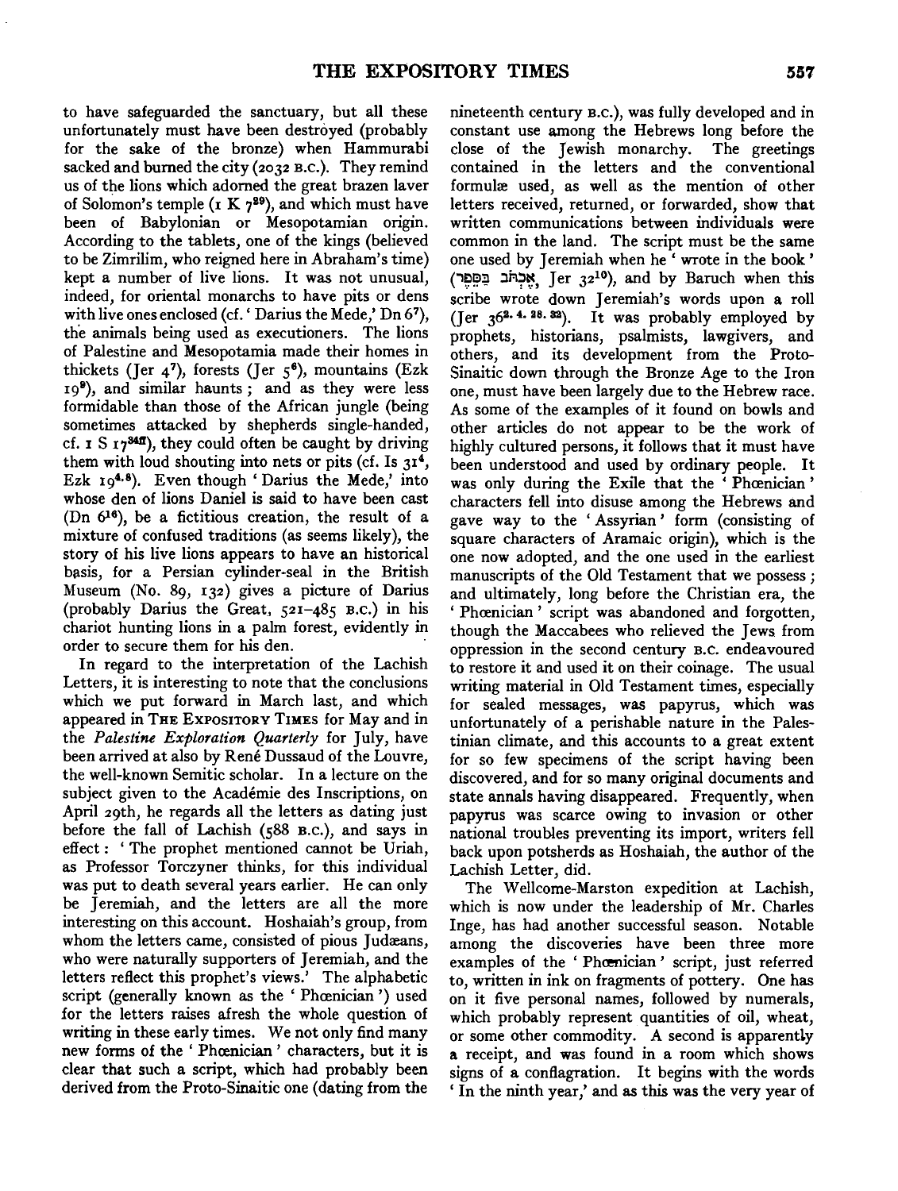to have safeguarded the sanctuary, but all these unfortunately must have been destroyed (probably for the sake of the bronze) when Hammurabi sacked and burned the city (2032 B.C.). They remind us of the lions which adorned the great brazen laver of Solomon's temple (1 K 7[29]), and which must have been of Babylonian or Mesopotamian origin. According to the tablets, one of the kings (believed to be Zimrilim, who reigned here in Abraham's time) kept a number of live lions. It was not unusual, indeed, for oriental monarchs to have pits or dens with live ones enclosed (cf. 'Darius the Mede,' Dn 6[7]), the animals being used as executioners. The lions of Palestine and Mesopotamia made their homes in thickets (Jer 4[7]), forests (Jer 5[6]), mountains (Ezk 19[9]), and similar haunts; and as they were less formidable than those of the African jungle (being sometimes attacked by shepherds single-handed, cf. 1 S 17[34ff]), they could often be caught by driving them with loud shouting into nets or pits (cf. Is 31[4], Ezk 19[4.8]). Even though 'Darius the Mede,' into whose den of lions Daniel is said to have been cast (Dn 6[16]), be a fictitious creation, the result of a mixture of confused traditions (as seems likely), the story of his live lions appears to have an historical basis, for a Persian cylinder-seal in the British Museum (No. 89, 132) gives a picture of Darius (probably Darius the Great, 521–485 B.C.) in his chariot hunting lions in a palm forest, evidently in order to secure them for his den.

In regard to the interpretation of the Lachish Letters, it is interesting to note that the conclusions which we put forward in March last, and which appeared in THE EXPOSITORY TIMES for May and in the *Palestine Exploration Quarterly* for July, have been arrived at also by René Dussaud of the Louvre, the well-known Semitic scholar. In a lecture on the subject given to the Académie des Inscriptions, on April 29th, he regards all the letters as dating just before the fall of Lachish (588 B.C.), and says in effect: 'The prophet mentioned cannot be Uriah, as Professor Torczyner thinks, for this individual was put to death several years earlier. He can only be Jeremiah, and the letters are all the more interesting on this account. Hoshaiah's group, from whom the letters came, consisted of pious Judæans, who were naturally supporters of Jeremiah, and the letters reflect this prophet's views.' The alphabetic script (generally known as the 'Phœnician') used for the letters raises afresh the whole question of writing in these early times. We not only find many new forms of the 'Phœnician' characters, but it is clear that such a script, which had probably been derived from the Proto-Sinaitic one (dating from the nineteenth century B.C.), was fully developed and in constant use among the Hebrews long before the close of the Jewish monarchy. The greetings contained in the letters and the conventional formulæ used, as well as the mention of other letters received, returned, or forwarded, show that written communications between individuals were common in the land. The script must be the same one used by Jeremiah when he 'wrote in the book' (אֶכְתֹּב בַּסֵּפֶר, Jer 32[10]), and by Baruch when this scribe wrote down Jeremiah's words upon a roll (Jer 36[2.4.28.32]). It was probably employed by prophets, historians, psalmists, lawgivers, and others, and its development from the Proto-Sinaitic down through the Bronze Age to the Iron one, must have been largely due to the Hebrew race. As some of the examples of it found on bowls and other articles do not appear to be the work of highly cultured persons, it follows that it must have been understood and used by ordinary people. It was only during the Exile that the 'Phœnician' characters fell into disuse among the Hebrews and gave way to the 'Assyrian' form (consisting of square characters of Aramaic origin), which is the one now adopted, and the one used in the earliest manuscripts of the Old Testament that we possess; and ultimately, long before the Christian era, the 'Phœnician' script was abandoned and forgotten, though the Maccabees who relieved the Jews from oppression in the second century B.C. endeavoured to restore it and used it on their coinage. The usual writing material in Old Testament times, especially for sealed messages, was papyrus, which was unfortunately of a perishable nature in the Palestinian climate, and this accounts to a great extent for so few specimens of the script having been discovered, and for so many original documents and state annals having disappeared. Frequently, when papyrus was scarce owing to invasion or other national troubles preventing its import, writers fell back upon potsherds as Hoshaiah, the author of the Lachish Letter, did.

The Wellcome-Marston expedition at Lachish, which is now under the leadership of Mr. Charles Inge, has had another successful season. Notable among the discoveries have been three more examples of the 'Phœnician' script, just referred to, written in ink on fragments of pottery. One has on it five personal names, followed by numerals, which probably represent quantities of oil, wheat, or some other commodity. A second is apparently a receipt, and was found in a room which shows signs of a conflagration. It begins with the words 'In the ninth year,' and as this was the very year of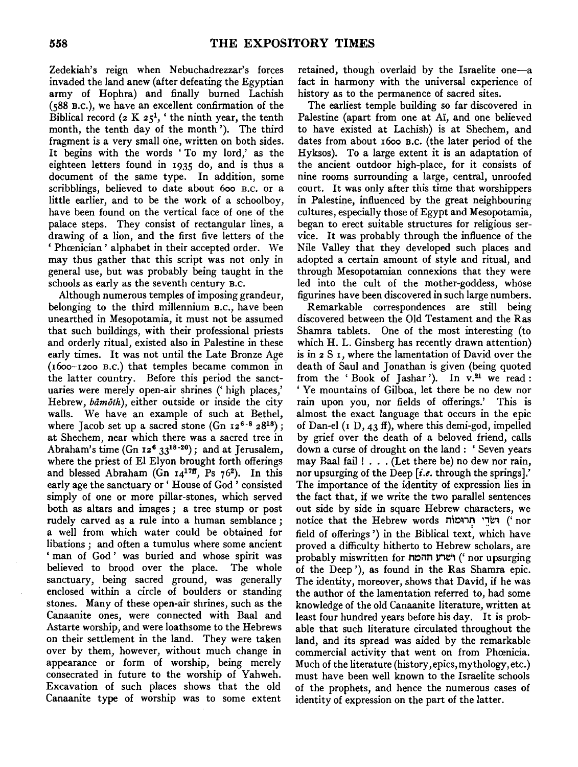Zedekiah's reign when Nebuchadrezzar's forces invaded the land anew (after defeating the Egyptian army of Hophra) and finally burned Lachish (588 B.C.), we have an excellent confirmation of the Biblical record (2 K 25[1], 'the ninth year, the tenth month, the tenth day of the month'). The third fragment is a very small one, written on both sides. It begins with the words 'To my lord,' as the eighteen letters found in 1935 do, and is thus a document of the same type. In addition, some scribblings, believed to date about 600 B.C. or a little earlier, and to be the work of a schoolboy, have been found on the vertical face of one of the palace steps. They consist of rectangular lines, a drawing of a lion, and the first five letters of the 'Phœnician' alphabet in their accepted order. We may thus gather that this script was not only in general use, but was probably being taught in the schools as early as the seventh century B.C.

Although numerous temples of imposing grandeur, belonging to the third millennium B.C., have been unearthed in Mesopotamia, it must not be assumed that such buildings, with their professional priests and orderly ritual, existed also in Palestine in these early times. It was not until the Late Bronze Age (1600–1200 B.C.) that temples became common in the latter country. Before this period the sanctuaries were merely open-air shrines ('high places,' Hebrew, *bāmōth*), either outside or inside the city walls. We have an example of such at Bethel, where Jacob set up a sacred stone (Gn 12[6-8] 28[18]); at Shechem, near which there was a sacred tree in Abraham's time (Gn 12[6] 33[18-20]); and at Jerusalem, where the priest of El Elyon brought forth offerings and blessed Abraham (Gn 14[17ff], Ps 76[2]). In this early age the sanctuary or 'House of God' consisted simply of one or more pillar-stones, which served both as altars and images; a tree stump or post rudely carved as a rule into a human semblance; a well from which water could be obtained for libations; and often a tumulus where some ancient 'man of God' was buried and whose spirit was believed to brood over the place. The whole sanctuary, being sacred ground, was generally enclosed within a circle of boulders or standing stones. Many of these open-air shrines, such as the Canaanite ones, were connected with Baal and Astarte worship, and were loathsome to the Hebrews on their settlement in the land. They were taken over by them, however, without much change in appearance or form of worship, being merely consecrated in future to the worship of Yahweh. Excavation of such places shows that the old Canaanite type of worship was to some extent retained, though overlaid by the Israelite one—a fact in harmony with the universal experience of history as to the permanence of sacred sites.

The earliest temple building so far discovered in Palestine (apart from one at Aï, and one believed to have existed at Lachish) is at Shechem, and dates from about 1600 B.C. (the later period of the Hyksos). To a large extent it is an adaptation of the ancient outdoor high-place, for it consists of nine rooms surrounding a large, central, unroofed court. It was only after this time that worshippers in Palestine, influenced by the great neighbouring cultures, especially those of Egypt and Mesopotamia, began to erect suitable structures for religious service. It was probably through the influence of the Nile Valley that they developed such places and adopted a certain amount of style and ritual, and through Mesopotamian connexions that they were led into the cult of the mother-goddess, whose figurines have been discovered in such large numbers.

Remarkable correspondences are still being discovered between the Old Testament and the Ras Shamra tablets. One of the most interesting (to which H. L. Ginsberg has recently drawn attention) is in 2 S 1, where the lamentation of David over the death of Saul and Jonathan is given (being quoted from the 'Book of Jashar'). In v.[21] we read: 'Ye mountains of Gilboa, let there be no dew nor rain upon you, nor fields of offerings.' This is almost the exact language that occurs in the epic of Dan-el (1 D, 43 ff), where this demi-god, impelled by grief over the death of a beloved friend, calls down a curse of drought on the land: 'Seven years may Baal fail! . . . (Let there be) no dew nor rain, nor upsurging of the Deep [*i.e.* through the springs].' The importance of the identity of expression lies in the fact that, if we write the two parallel sentences out side by side in square Hebrew characters, we notice that the Hebrew words וּשְׂדֵי תְרוּמֹת ('nor field of offerings') in the Biblical text, which have proved a difficulty hitherto to Hebrew scholars, are probably miswritten for ושרע תהמת ('nor upsurging of the Deep'), as found in the Ras Shamra epic. The identity, moreover, shows that David, if he was the author of the lamentation referred to, had some knowledge of the old Canaanite literature, written at least four hundred years before his day. It is probable that such literature circulated throughout the land, and its spread was aided by the remarkable commercial activity that went on from Phœnicia. Much of the literature (history, epics, mythology, etc.) must have been well known to the Israelite schools of the prophets, and hence the numerous cases of identity of expression on the part of the latter.